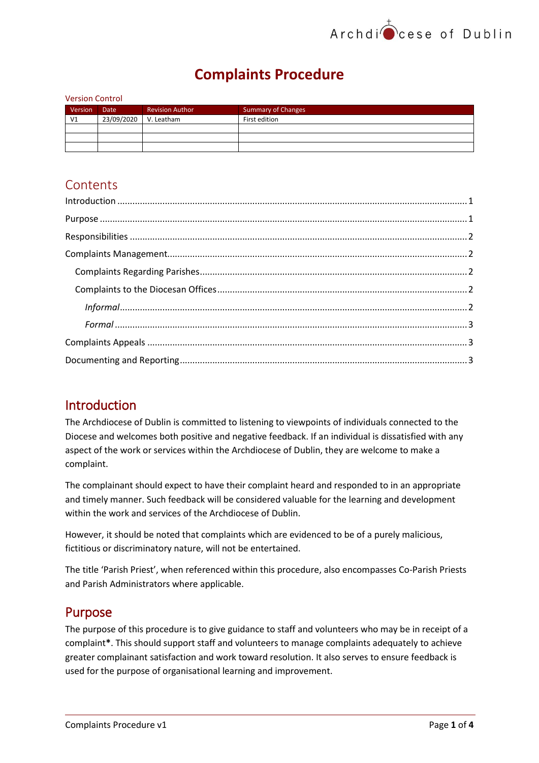# Complaints Procedure

Version Control

| Version | Date | Revision Author | Summary of Changes |
|---|---|---|---|
| V1 | 23/09/2020 | V. Leatham | First edition |
| | | | |
| | | | |
| | | | |

## Contents

- Introduction ..... 1
- Purpose ..... 1
- Responsibilities ..... 2
- Complaints Management ..... 2
  - Complaints Regarding Parishes ..... 2
  - Complaints to the Diocesan Offices ..... 2
    - *Informal* ..... 2
    - *Formal* ..... 3
- Complaints Appeals ..... 3
- Documenting and Reporting ..... 3

## Introduction

The Archdiocese of Dublin is committed to listening to viewpoints of individuals connected to the Diocese and welcomes both positive and negative feedback. If an individual is dissatisfied with any aspect of the work or services within the Archdiocese of Dublin, they are welcome to make a complaint.

The complainant should expect to have their complaint heard and responded to in an appropriate and timely manner. Such feedback will be considered valuable for the learning and development within the work and services of the Archdiocese of Dublin.

However, it should be noted that complaints which are evidenced to be of a purely malicious, fictitious or discriminatory nature, will not be entertained.

The title 'Parish Priest', when referenced within this procedure, also encompasses Co-Parish Priests and Parish Administrators where applicable.

## Purpose

The purpose of this procedure is to give guidance to staff and volunteers who may be in receipt of a complaint**\***. This should support staff and volunteers to manage complaints adequately to achieve greater complainant satisfaction and work toward resolution. It also serves to ensure feedback is used for the purpose of organisational learning and improvement.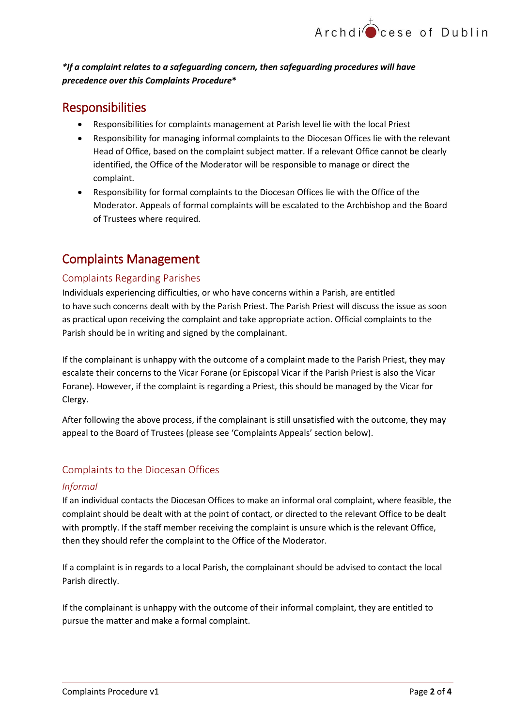***If a complaint relates to a safeguarding concern, then safeguarding procedures will have precedence over this Complaints Procedure***

## Responsibilities

- Responsibilities for complaints management at Parish level lie with the local Priest
- Responsibility for managing informal complaints to the Diocesan Offices lie with the relevant Head of Office, based on the complaint subject matter. If a relevant Office cannot be clearly identified, the Office of the Moderator will be responsible to manage or direct the complaint.
- Responsibility for formal complaints to the Diocesan Offices lie with the Office of the Moderator. Appeals of formal complaints will be escalated to the Archbishop and the Board of Trustees where required.

## Complaints Management

### Complaints Regarding Parishes

Individuals experiencing difficulties, or who have concerns within a Parish, are entitled to have such concerns dealt with by the Parish Priest. The Parish Priest will discuss the issue as soon as practical upon receiving the complaint and take appropriate action. Official complaints to the Parish should be in writing and signed by the complainant.

If the complainant is unhappy with the outcome of a complaint made to the Parish Priest, they may escalate their concerns to the Vicar Forane (or Episcopal Vicar if the Parish Priest is also the Vicar Forane). However, if the complaint is regarding a Priest, this should be managed by the Vicar for Clergy.

After following the above process, if the complainant is still unsatisfied with the outcome, they may appeal to the Board of Trustees (please see 'Complaints Appeals' section below).

### Complaints to the Diocesan Offices

#### *Informal*

If an individual contacts the Diocesan Offices to make an informal oral complaint, where feasible, the complaint should be dealt with at the point of contact, or directed to the relevant Office to be dealt with promptly. If the staff member receiving the complaint is unsure which is the relevant Office, then they should refer the complaint to the Office of the Moderator.

If a complaint is in regards to a local Parish, the complainant should be advised to contact the local Parish directly.

If the complainant is unhappy with the outcome of their informal complaint, they are entitled to pursue the matter and make a formal complaint.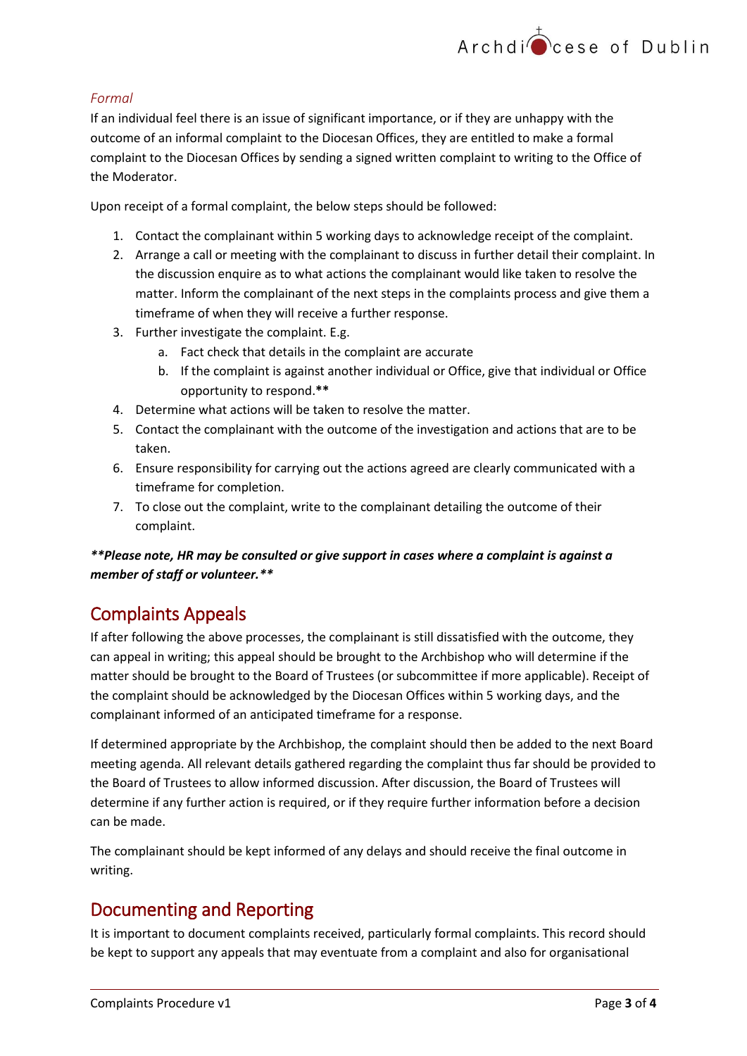### *Formal*

If an individual feel there is an issue of significant importance, or if they are unhappy with the outcome of an informal complaint to the Diocesan Offices, they are entitled to make a formal complaint to the Diocesan Offices by sending a signed written complaint to writing to the Office of the Moderator.

Upon receipt of a formal complaint, the below steps should be followed:

1. Contact the complainant within 5 working days to acknowledge receipt of the complaint.
2. Arrange a call or meeting with the complainant to discuss in further detail their complaint. In the discussion enquire as to what actions the complainant would like taken to resolve the matter. Inform the complainant of the next steps in the complaints process and give them a timeframe of when they will receive a further response.
3. Further investigate the complaint. E.g.
   a. Fact check that details in the complaint are accurate
   b. If the complaint is against another individual or Office, give that individual or Office opportunity to respond.**
4. Determine what actions will be taken to resolve the matter.
5. Contact the complainant with the outcome of the investigation and actions that are to be taken.
6. Ensure responsibility for carrying out the actions agreed are clearly communicated with a timeframe for completion.
7. To close out the complaint, write to the complainant detailing the outcome of their complaint.

***\*\*Please note, HR may be consulted or give support in cases where a complaint is against a member of staff or volunteer.\*\****

## Complaints Appeals

If after following the above processes, the complainant is still dissatisfied with the outcome, they can appeal in writing; this appeal should be brought to the Archbishop who will determine if the matter should be brought to the Board of Trustees (or subcommittee if more applicable). Receipt of the complaint should be acknowledged by the Diocesan Offices within 5 working days, and the complainant informed of an anticipated timeframe for a response.

If determined appropriate by the Archbishop, the complaint should then be added to the next Board meeting agenda. All relevant details gathered regarding the complaint thus far should be provided to the Board of Trustees to allow informed discussion. After discussion, the Board of Trustees will determine if any further action is required, or if they require further information before a decision can be made.

The complainant should be kept informed of any delays and should receive the final outcome in writing.

## Documenting and Reporting

It is important to document complaints received, particularly formal complaints. This record should be kept to support any appeals that may eventuate from a complaint and also for organisational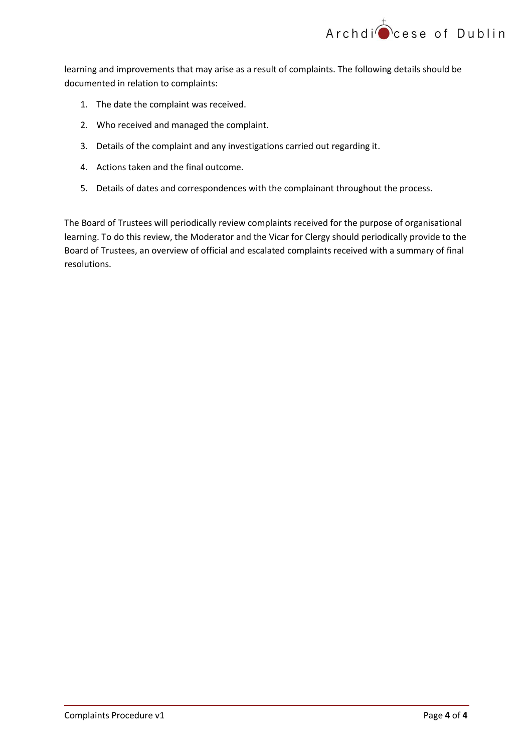learning and improvements that may arise as a result of complaints. The following details should be documented in relation to complaints:

1. The date the complaint was received.
2. Who received and managed the complaint.
3. Details of the complaint and any investigations carried out regarding it.
4. Actions taken and the final outcome.
5. Details of dates and correspondences with the complainant throughout the process.

The Board of Trustees will periodically review complaints received for the purpose of organisational learning. To do this review, the Moderator and the Vicar for Clergy should periodically provide to the Board of Trustees, an overview of official and escalated complaints received with a summary of final resolutions.